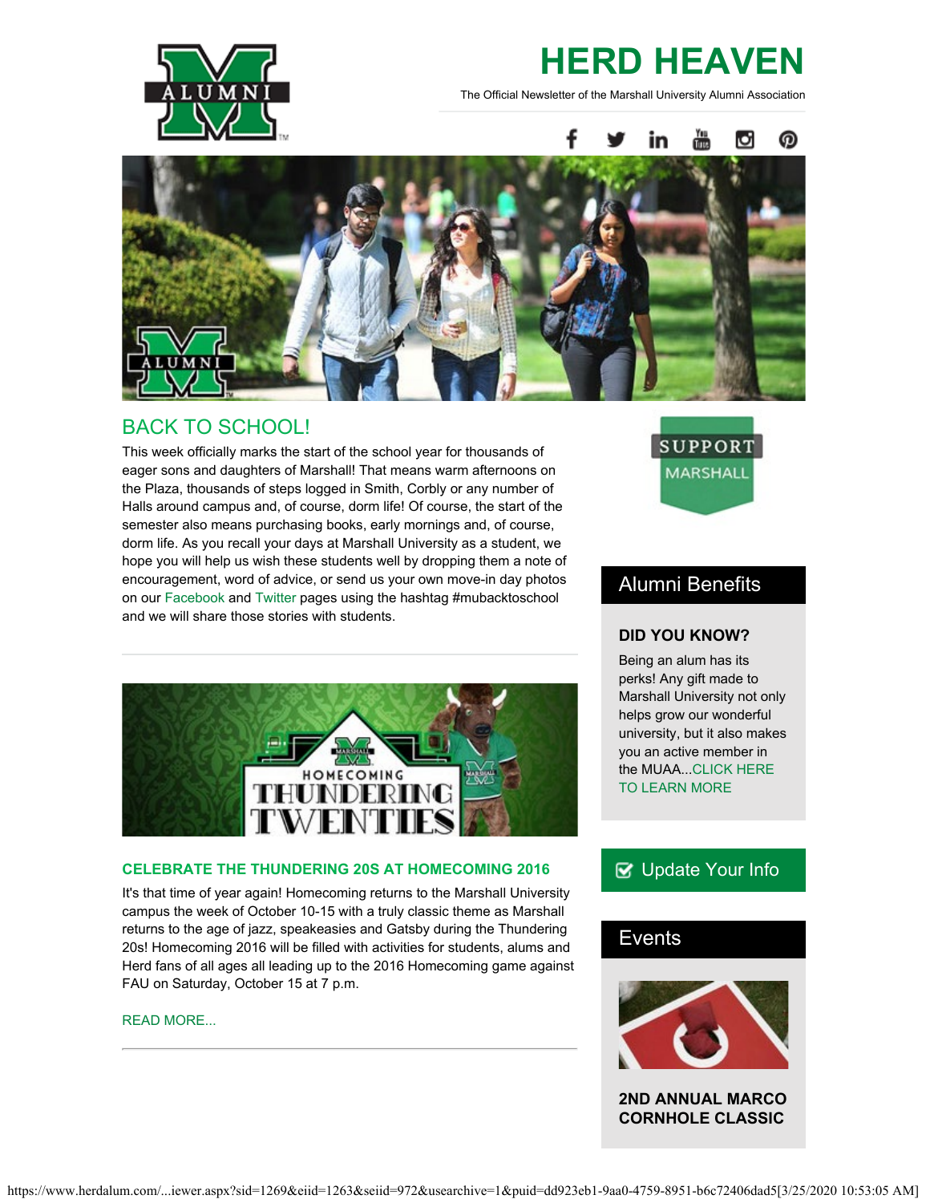# HERD HEAVEN

The Official Newsletter of the Marshall University Alumni Association

## BACK TO SCHOOL!

This week officially marks the start of the school year for thousands of eager sons and daughters of Marshall! That means warm afternoons on the Plaza, thousands of steps logged in Smith, Corbly or any number of Halls around campus and, of course, dorm life! Of course, the start of the semester also means purchasing books, early mornings and, of course, dorm life. As you recall your days at Marshall University as a student, we hope you will help us wish these students well by dropping them a note of encouragement, word of advice, or send us your own move-in day photos on our Facebook and Twitter pages using the hashtag #mubacktoschool and we will share those stories with students.

---

### CELEBRATE THE THUNDERING 20S AT HOMECOMING 2016

It's that time of year again! Homecoming returns to the Marshall University campus the week of October 10-15 with a truly classic theme as Marshall returns to the age of jazz, speakeasies and Gatsby during the Thundering 20s! Homecoming 2016 will be filled with activities for students, alums and Herd fans of all ages all leading up to the 2016 Homecoming game against FAU on Saturday, October 15 at 7 p.m.

READ MORE...

---

SUPPORT MARSHALL

## Alumni Benefits

### DID YOU KNOW?

Being an alum has its perks! Any gift made to Marshall University not only helps grow our wonderful university, but it also makes you an active member in the MUAA...CLICK HERE TO LEARN MORE

Update Your Info

## Events

### 2ND ANNUAL MARCO CORNHOLE CLASSIC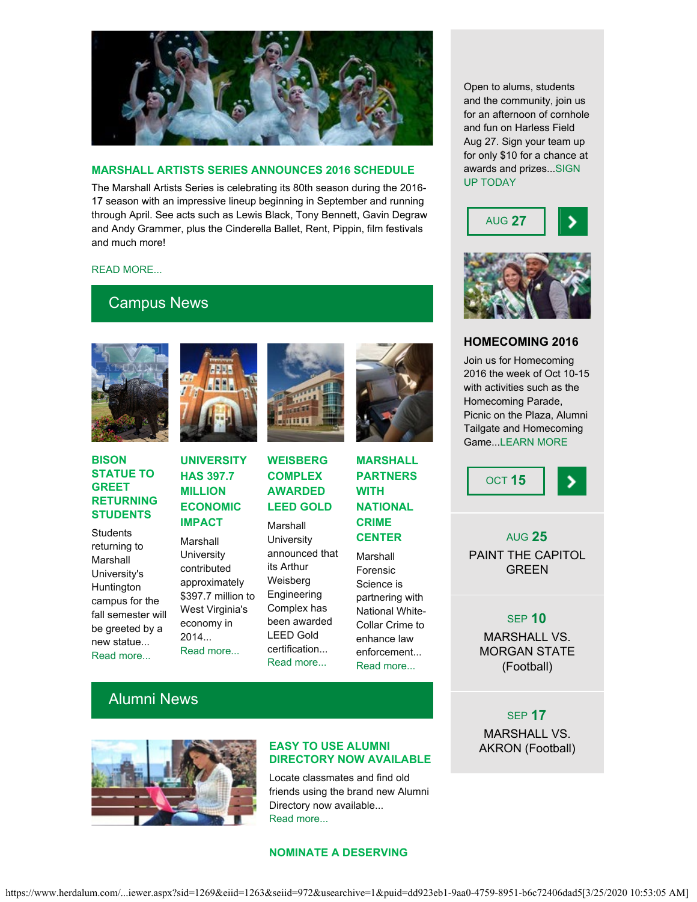## MARSHALL ARTISTS SERIES ANNOUNCES 2016 SCHEDULE

The Marshall Artists Series is celebrating its 80th season during the 2016-17 season with an impressive lineup beginning in September and running through April. See acts such as Lewis Black, Tony Bennett, Gavin Degraw and Andy Grammer, plus the Cinderella Ballet, Rent, Pippin, film festivals and much more!

READ MORE...

## Campus News

### BISON STATUE TO GREET RETURNING STUDENTS

Students returning to Marshall University's Huntington campus for the fall semester will be greeted by a new statue...

Read more...

### UNIVERSITY HAS 397.7 MILLION ECONOMIC IMPACT

Marshall University contributed approximately $397.7 million to West Virginia's economy in 2014...

Read more...

### WEISBERG COMPLEX AWARDED LEED GOLD

Marshall University announced that its Arthur Weisberg Engineering Complex has been awarded LEED Gold certification...

Read more...

### MARSHALL PARTNERS WITH NATIONAL CRIME CENTER

Marshall Forensic Science is partnering with National White-Collar Crime to enhance law enforcement...

Read more...

## Alumni News

### EASY TO USE ALUMNI DIRECTORY NOW AVAILABLE

Locate classmates and find old friends using the brand new Alumni Directory now available...

Read more...

### NOMINATE A DESERVING

---

Open to alums, students and the community, join us for an afternoon of cornhole and fun on Harless Field Aug 27. Sign your team up for only $10 for a chance at awards and prizes...SIGN UP TODAY

AUG **27**

### HOMECOMING 2016

Join us for Homecoming 2016 the week of Oct 10-15 with activities such as the Homecoming Parade, Picnic on the Plaza, Alumni Tailgate and Homecoming Game...LEARN MORE

OCT **15**

AUG **25**
PAINT THE CAPITOL GREEN

SEP **10**
MARSHALL VS. MORGAN STATE (Football)

SEP **17**
MARSHALL VS. AKRON (Football)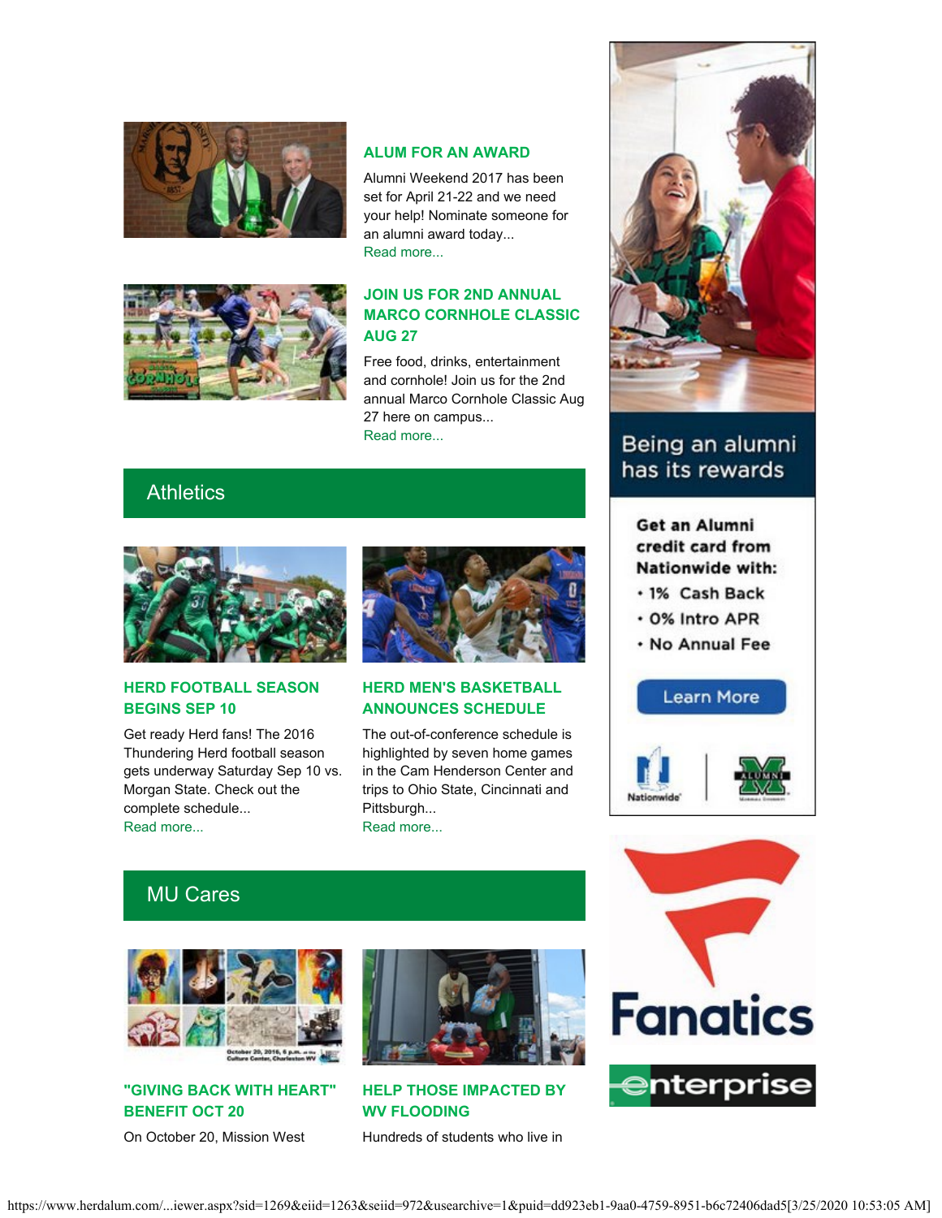### ALUM FOR AN AWARD

Alumni Weekend 2017 has been set for April 21-22 and we need your help! Nominate someone for an alumni award today...
Read more...

### JOIN US FOR 2ND ANNUAL MARCO CORNHOLE CLASSIC AUG 27

Free food, drinks, entertainment and cornhole! Join us for the 2nd annual Marco Cornhole Classic Aug 27 here on campus...
Read more...

## Athletics

### HERD FOOTBALL SEASON BEGINS SEP 10

Get ready Herd fans! The 2016 Thundering Herd football season gets underway Saturday Sep 10 vs. Morgan State. Check out the complete schedule...
Read more...

### HERD MEN'S BASKETBALL ANNOUNCES SCHEDULE

The out-of-conference schedule is highlighted by seven home games in the Cam Henderson Center and trips to Ohio State, Cincinnati and Pittsburgh...
Read more...

## MU Cares

### "GIVING BACK WITH HEART" BENEFIT OCT 20

On October 20, Mission West

### HELP THOSE IMPACTED BY WV FLOODING

Hundreds of students who live in

Being an alumni has its rewards

Get an Alumni credit card from Nationwide with:

- 1% Cash Back
- 0% Intro APR
- No Annual Fee

Learn More

Nationwide | Alumni

Fanatics

enterprise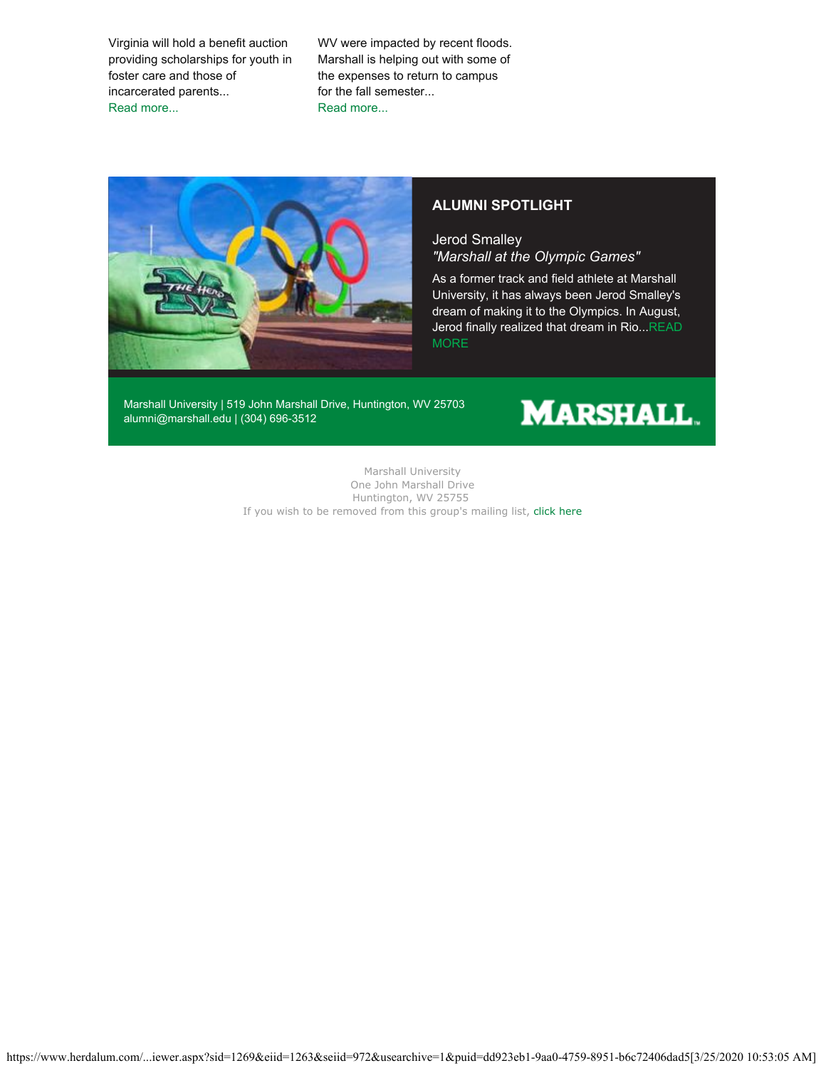Virginia will hold a benefit auction providing scholarships for youth in foster care and those of incarcerated parents...
Read more...

WV were impacted by recent floods. Marshall is helping out with some of the expenses to return to campus for the fall semester...
Read more...

**ALUMNI SPOTLIGHT**

Jerod Smalley
*"Marshall at the Olympic Games"*

As a former track and field athlete at Marshall University, it has always been Jerod Smalley's dream of making it to the Olympics. In August, Jerod finally realized that dream in Rio...READ MORE

Marshall University | 519 John Marshall Drive, Huntington, WV 25703
alumni@marshall.edu | (304) 696-3512

MARSHALL.

Marshall University
One John Marshall Drive
Huntington, WV 25755
If you wish to be removed from this group's mailing list, click here